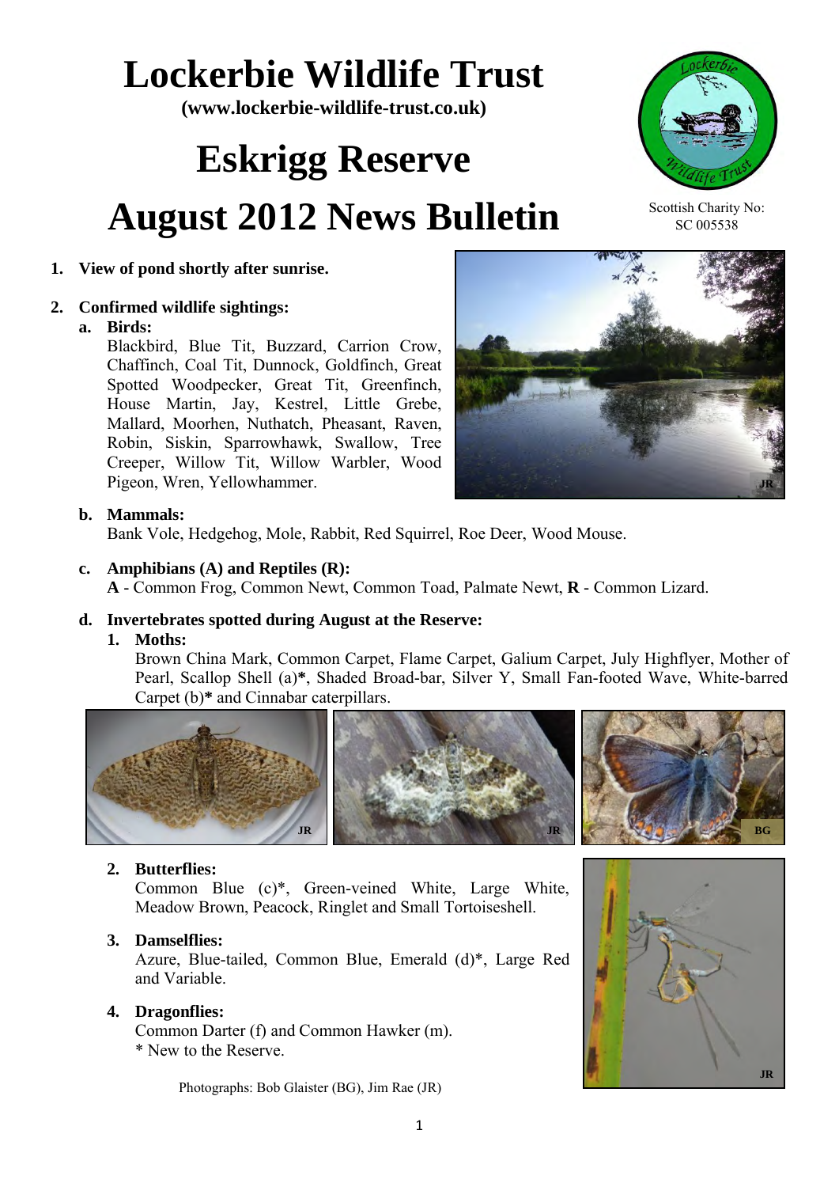# Lockerbie Wildlife Trust

**(www.lockerbie-wildlife-trust.co.uk)**

# Eskrigg Reserve

# August 2012 News Bulletin

Scottish Charity No: SC 005538

1. **View of pond shortly after sunrise.**

2. **Confirmed wildlife sightings:**

   a. **Birds:**

   Blackbird, Blue Tit, Buzzard, Carrion Crow, Chaffinch, Coal Tit, Dunnock, Goldfinch, Great Spotted Woodpecker, Great Tit, Greenfinch, House Martin, Jay, Kestrel, Little Grebe, Mallard, Moorhen, Nuthatch, Pheasant, Raven, Robin, Siskin, Sparrowhawk, Swallow, Tree Creeper, Willow Tit, Willow Warbler, Wood Pigeon, Wren, Yellowhammer.

   b. **Mammals:**

   Bank Vole, Hedgehog, Mole, Rabbit, Red Squirrel, Roe Deer, Wood Mouse.

   c. **Amphibians (A) and Reptiles (R):**

   **A** - Common Frog, Common Newt, Common Toad, Palmate Newt, **R** - Common Lizard.

   d. **Invertebrates spotted during August at the Reserve:**

   1. **Moths:**

      Brown China Mark, Common Carpet, Flame Carpet, Galium Carpet, July Highflyer, Mother of Pearl, Scallop Shell (a)**\***, Shaded Broad-bar, Silver Y, Small Fan-footed Wave, White-barred Carpet (b)**\*** and Cinnabar caterpillars.

   2. **Butterflies:**

      Common Blue (c)*, Green-veined White, Large White, Meadow Brown, Peacock, Ringlet and Small Tortoiseshell.

   3. **Damselflies:**

      Azure, Blue-tailed, Common Blue, Emerald (d)*, Large Red and Variable.

   4. **Dragonflies:**

      Common Darter (f) and Common Hawker (m).

      \* New to the Reserve.

Photographs: Bob Glaister (BG), Jim Rae (JR)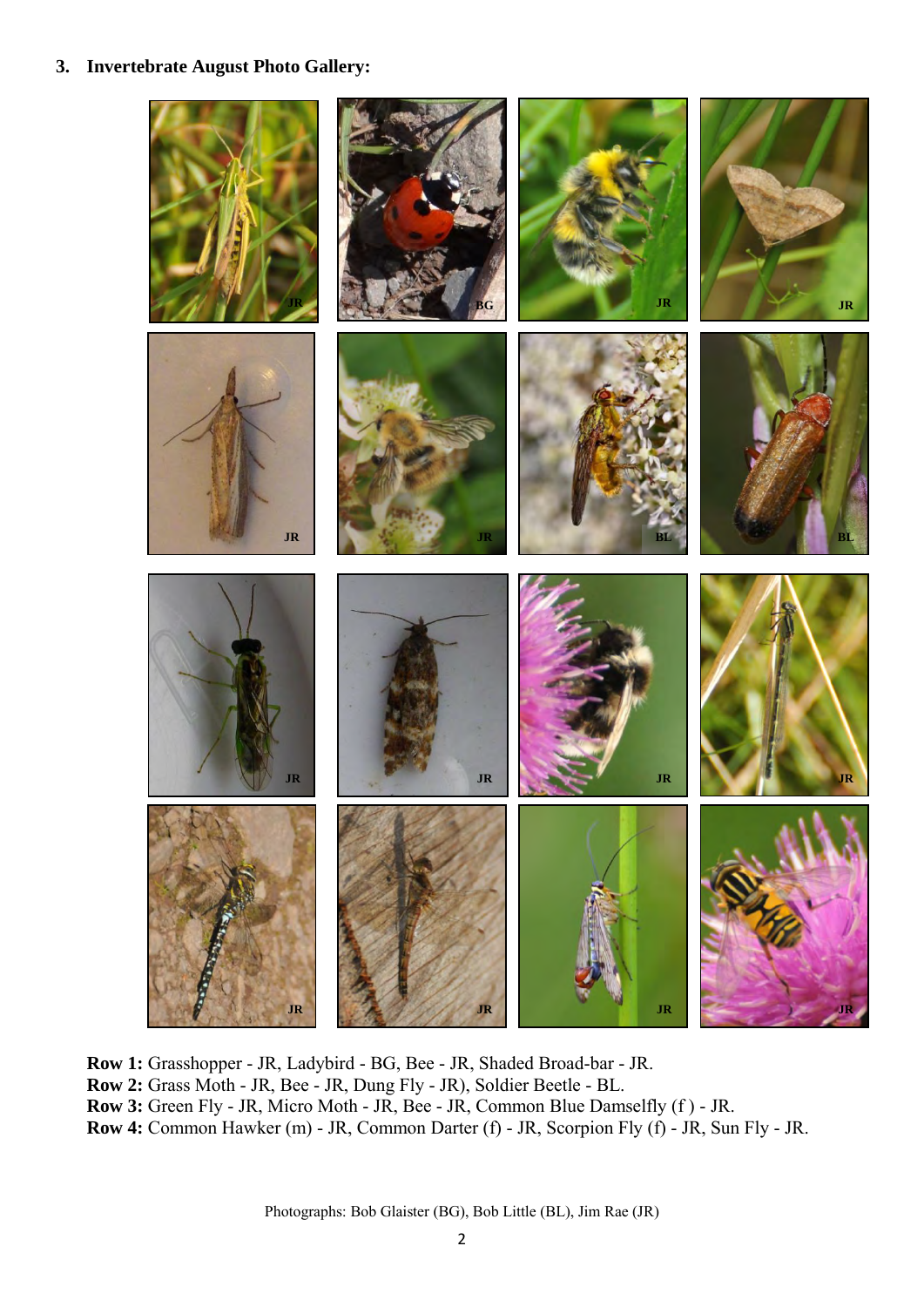## 3. Invertebrate August Photo Gallery:

**Row 1:** Grasshopper - JR, Ladybird - BG, Bee - JR, Shaded Broad-bar - JR.
**Row 2:** Grass Moth - JR, Bee - JR, Dung Fly - JR), Soldier Beetle - BL.
**Row 3:** Green Fly - JR, Micro Moth - JR, Bee - JR, Common Blue Damselfly (f ) - JR.
**Row 4:** Common Hawker (m) - JR, Common Darter (f) - JR, Scorpion Fly (f) - JR, Sun Fly - JR.

Photographs: Bob Glaister (BG), Bob Little (BL), Jim Rae (JR)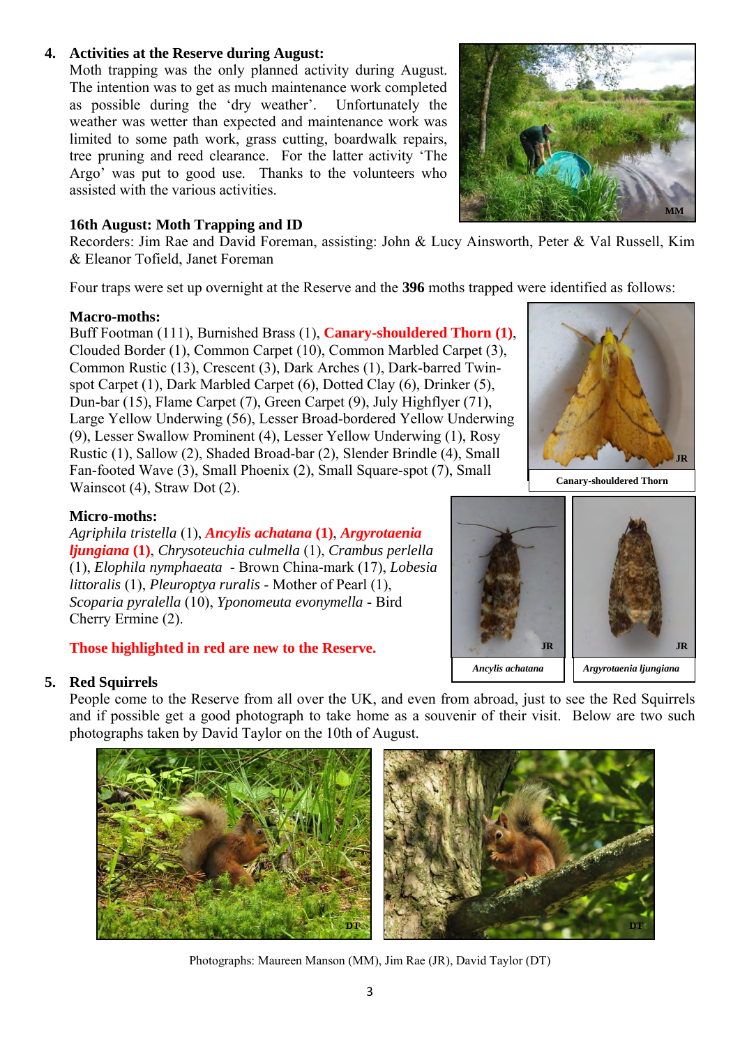## 4. Activities at the Reserve during August:

Moth trapping was the only planned activity during August. The intention was to get as much maintenance work completed as possible during the 'dry weather'. Unfortunately the weather was wetter than expected and maintenance work was limited to some path work, grass cutting, boardwalk repairs, tree pruning and reed clearance. For the latter activity 'The Argo' was put to good use. Thanks to the volunteers who assisted with the various activities.

### 16th August: Moth Trapping and ID

Recorders: Jim Rae and David Foreman, assisting: John & Lucy Ainsworth, Peter & Val Russell, Kim & Eleanor Tofield, Janet Foreman

Four traps were set up overnight at the Reserve and the **396** moths trapped were identified as follows:

**Macro-moths:**

Buff Footman (111), Burnished Brass (1), **Canary-shouldered Thorn (1)**, Clouded Border (1), Common Carpet (10), Common Marbled Carpet (3), Common Rustic (13), Crescent (3), Dark Arches (1), Dark-barred Twin-spot Carpet (1), Dark Marbled Carpet (6), Dotted Clay (6), Drinker (5), Dun-bar (15), Flame Carpet (7), Green Carpet (9), July Highflyer (71), Large Yellow Underwing (56), Lesser Broad-bordered Yellow Underwing (9), Lesser Swallow Prominent (4), Lesser Yellow Underwing (1), Rosy Rustic (1), Sallow (2), Shaded Broad-bar (2), Slender Brindle (4), Small Fan-footed Wave (3), Small Phoenix (2), Small Square-spot (7), Small Wainscot (4), Straw Dot (2).

Canary-shouldered Thorn

**Micro-moths:**

*Agriphila tristella* (1), ***Ancylis achatana* (1)**, ***Argyrotaenia ljungiana* (1)**, *Chrysoteuchia culmella* (1), *Crambus perlella* (1), *Elophila nymphaeata* - Brown China-mark (17), *Lobesia littoralis* (1), *Pleuroptya ruralis* - Mother of Pearl (1), *Scoparia pyralella* (10), *Yponomeuta evonymella* - Bird Cherry Ermine (2).

*Ancylis achatana*

*Argyrotaenia ljungiana*

**Those highlighted in red are new to the Reserve.**

## 5. Red Squirrels

People come to the Reserve from all over the UK, and even from abroad, just to see the Red Squirrels and if possible get a good photograph to take home as a souvenir of their visit. Below are two such photographs taken by David Taylor on the 10th of August.

Photographs: Maureen Manson (MM), Jim Rae (JR), David Taylor (DT)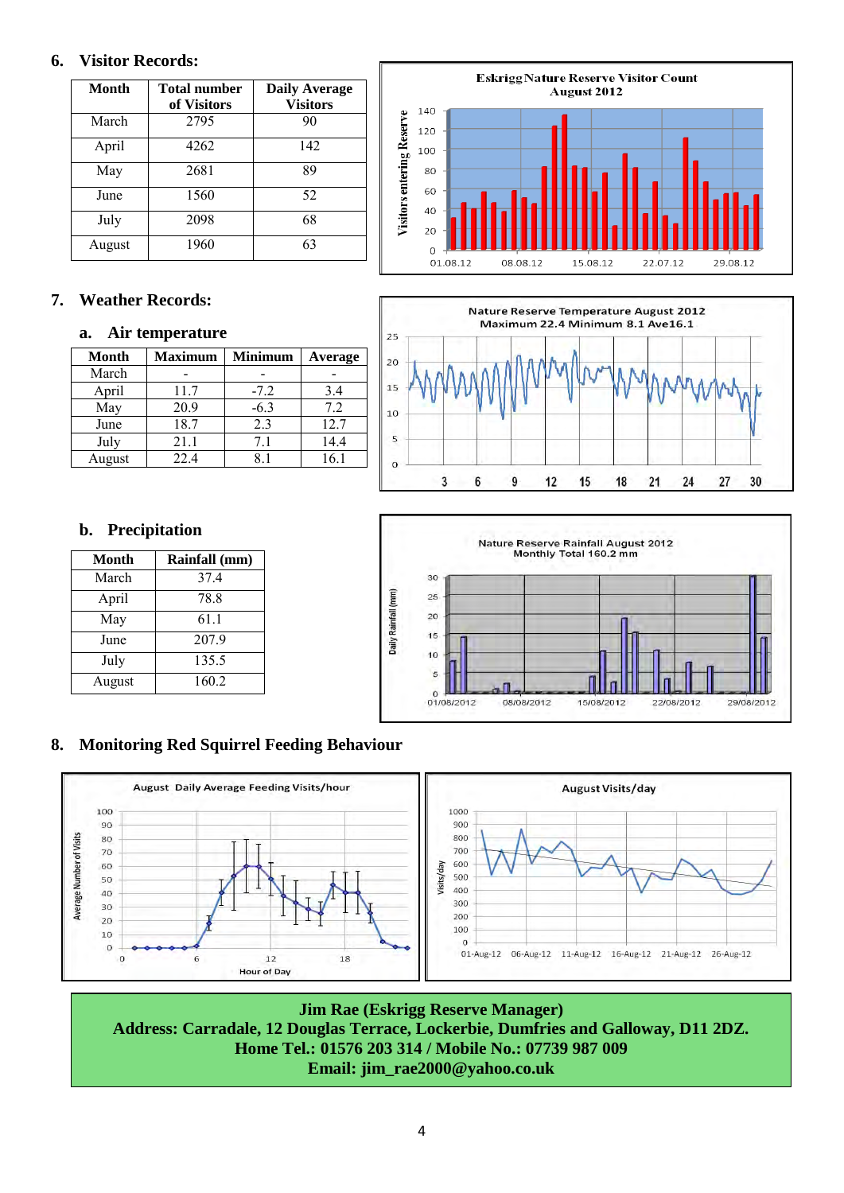## 6. Visitor Records:

| Month | Total number of Visitors | Daily Average Visitors |
|---|---|---|
| March | 2795 | 90 |
| April | 4262 | 142 |
| May | 2681 | 89 |
| June | 1560 | 52 |
| July | 2098 | 68 |
| August | 1960 | 63 |

Eskrigg Nature Reserve Visitor Count
August 2012

Visitors entering Reserve

0
20
40
60
80
100
120
140

01.08.12
08.08.12
15.08.12
22.07.12
29.08.12

## 7. Weather Records:

### a. Air temperature

| Month | Maximum | Minimum | Average |
|---|---|---|---|
| March | - | - | - |
| April | 11.7 | -7.2 | 3.4 |
| May | 20.9 | -6.3 | 7.2 |
| June | 18.7 | 2.3 | 12.7 |
| July | 21.1 | 7.1 | 14.4 |
| August | 22.4 | 8.1 | 16.1 |

Nature Reserve Temperature August 2012
Maximum 22.4 Minimum 8.1 Ave16.1

0
5
10
15
20
25

3
6
9
12
15
18
21
24
27
30

### b. Precipitation

| Month | Rainfall (mm) |
|---|---|
| March | 37.4 |
| April | 78.8 |
| May | 61.1 |
| June | 207.9 |
| July | 135.5 |
| August | 160.2 |

Nature Reserve Rainfall August 2012
Monthly Total 160.2 mm

Daily Rainfall (mm)

0
5
10
15
20
25
30

01/08/2012
08/08/2012
15/08/2012
22/08/2012
29/08/2012

## 8. Monitoring Red Squirrel Feeding Behaviour

August Daily Average Feeding Visits/hour

Average Number of Visits

0
10
20
30
40
50
60
70
80
90
100

0
6
12
18

Hour of Day

August Visits/day

Visits/day

0
100
200
300
400
500
600
700
800
900
1000

01-Aug-12
06-Aug-12
11-Aug-12
16-Aug-12
21-Aug-12
26-Aug-12

**Jim Rae (Eskrigg Reserve Manager)**
**Address: Carradale, 12 Douglas Terrace, Lockerbie, Dumfries and Galloway, D11 2DZ.**
**Home Tel.: 01576 203 314 / Mobile No.: 07739 987 009**
**Email: jim_rae2000@yahoo.co.uk**